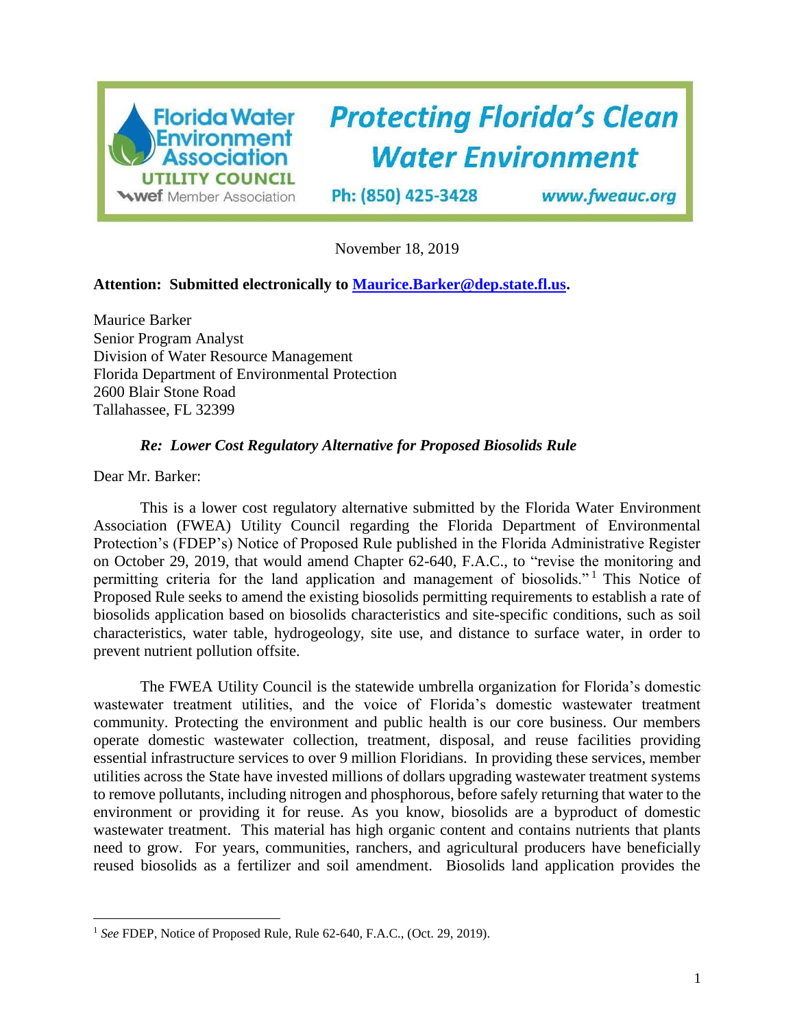Florida Water Environment Association UTILITY COUNCIL wef Member Association

**Protecting Florida's Clean Water Environment**

Ph: (850) 425-3428 www.fweauc.org

November 18, 2019

**Attention: Submitted electronically to Maurice.Barker@dep.state.fl.us.**

Maurice Barker
Senior Program Analyst
Division of Water Resource Management
Florida Department of Environmental Protection
2600 Blair Stone Road
Tallahassee, FL 32399

***Re: Lower Cost Regulatory Alternative for Proposed Biosolids Rule***

Dear Mr. Barker:

This is a lower cost regulatory alternative submitted by the Florida Water Environment Association (FWEA) Utility Council regarding the Florida Department of Environmental Protection's (FDEP's) Notice of Proposed Rule published in the Florida Administrative Register on October 29, 2019, that would amend Chapter 62-640, F.A.C., to "revise the monitoring and permitting criteria for the land application and management of biosolids."[1] This Notice of Proposed Rule seeks to amend the existing biosolids permitting requirements to establish a rate of biosolids application based on biosolids characteristics and site-specific conditions, such as soil characteristics, water table, hydrogeology, site use, and distance to surface water, in order to prevent nutrient pollution offsite.

The FWEA Utility Council is the statewide umbrella organization for Florida's domestic wastewater treatment utilities, and the voice of Florida's domestic wastewater treatment community. Protecting the environment and public health is our core business. Our members operate domestic wastewater collection, treatment, disposal, and reuse facilities providing essential infrastructure services to over 9 million Floridians. In providing these services, member utilities across the State have invested millions of dollars upgrading wastewater treatment systems to remove pollutants, including nitrogen and phosphorous, before safely returning that water to the environment or providing it for reuse. As you know, biosolids are a byproduct of domestic wastewater treatment. This material has high organic content and contains nutrients that plants need to grow. For years, communities, ranchers, and agricultural producers have beneficially reused biosolids as a fertilizer and soil amendment. Biosolids land application provides the

---

[1] *See* FDEP, Notice of Proposed Rule, Rule 62-640, F.A.C., (Oct. 29, 2019).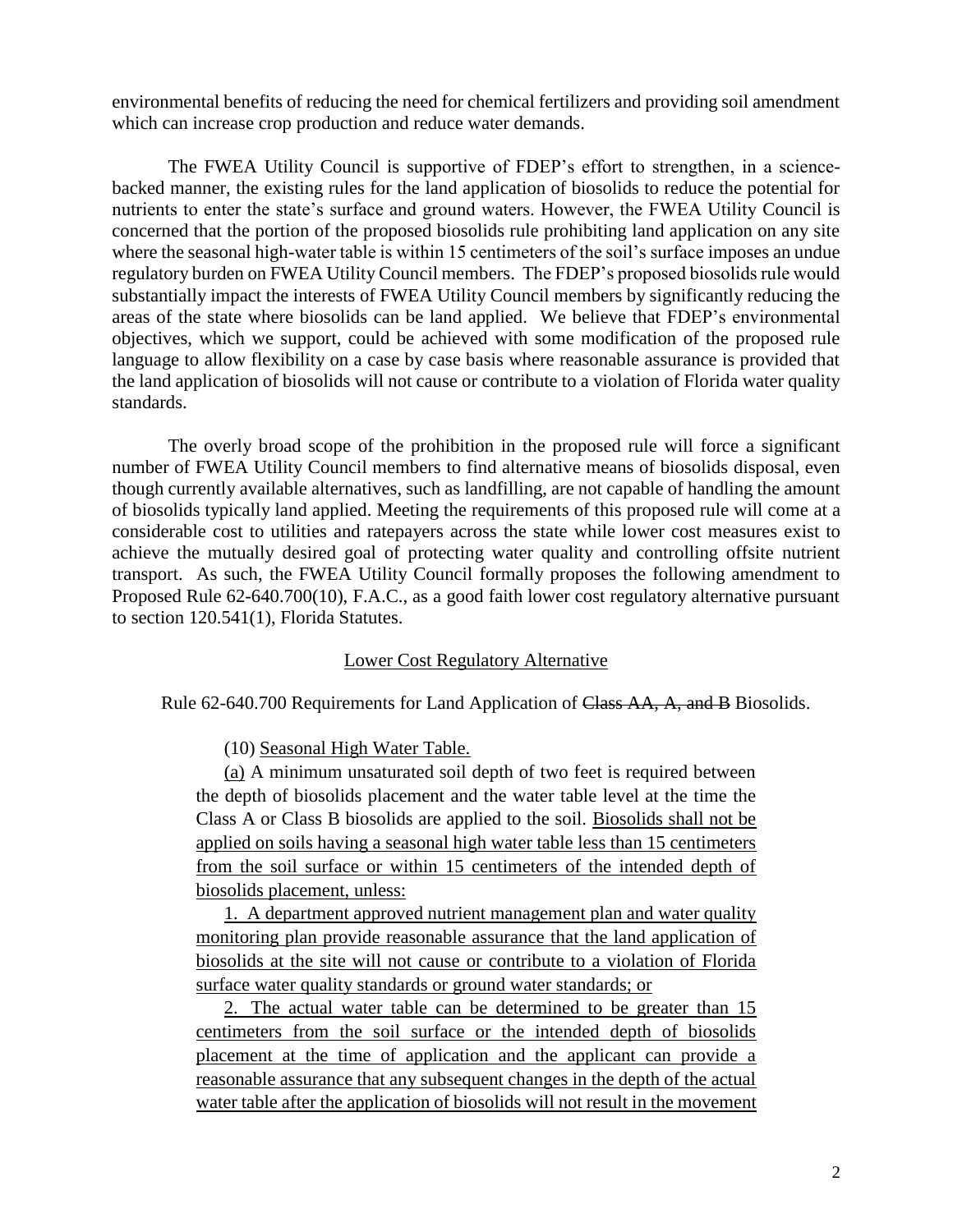environmental benefits of reducing the need for chemical fertilizers and providing soil amendment which can increase crop production and reduce water demands.

The FWEA Utility Council is supportive of FDEP's effort to strengthen, in a science-backed manner, the existing rules for the land application of biosolids to reduce the potential for nutrients to enter the state's surface and ground waters. However, the FWEA Utility Council is concerned that the portion of the proposed biosolids rule prohibiting land application on any site where the seasonal high-water table is within 15 centimeters of the soil's surface imposes an undue regulatory burden on FWEA Utility Council members. The FDEP's proposed biosolids rule would substantially impact the interests of FWEA Utility Council members by significantly reducing the areas of the state where biosolids can be land applied. We believe that FDEP's environmental objectives, which we support, could be achieved with some modification of the proposed rule language to allow flexibility on a case by case basis where reasonable assurance is provided that the land application of biosolids will not cause or contribute to a violation of Florida water quality standards.

The overly broad scope of the prohibition in the proposed rule will force a significant number of FWEA Utility Council members to find alternative means of biosolids disposal, even though currently available alternatives, such as landfilling, are not capable of handling the amount of biosolids typically land applied. Meeting the requirements of this proposed rule will come at a considerable cost to utilities and ratepayers across the state while lower cost measures exist to achieve the mutually desired goal of protecting water quality and controlling offsite nutrient transport. As such, the FWEA Utility Council formally proposes the following amendment to Proposed Rule 62-640.700(10), F.A.C., as a good faith lower cost regulatory alternative pursuant to section 120.541(1), Florida Statutes.

<u>Lower Cost Regulatory Alternative</u>

Rule 62-640.700 Requirements for Land Application of ~~Class AA, A, and B~~ Biosolids.

> (10) <u>Seasonal High Water Table.</u>
>
> <u>(a)</u> A minimum unsaturated soil depth of two feet is required between the depth of biosolids placement and the water table level at the time the Class A or Class B biosolids are applied to the soil. <u>Biosolids shall not be applied on soils having a seasonal high water table less than 15 centimeters from the soil surface or within 15 centimeters of the intended depth of biosolids placement, unless:</u>
>
> <u>1. A department approved nutrient management plan and water quality monitoring plan provide reasonable assurance that the land application of biosolids at the site will not cause or contribute to a violation of Florida surface water quality standards or ground water standards; or</u>
>
> <u>2. The actual water table can be determined to be greater than 15 centimeters from the soil surface or the intended depth of biosolids placement at the time of application and the applicant can provide a reasonable assurance that any subsequent changes in the depth of the actual water table after the application of biosolids will not result in the movement</u>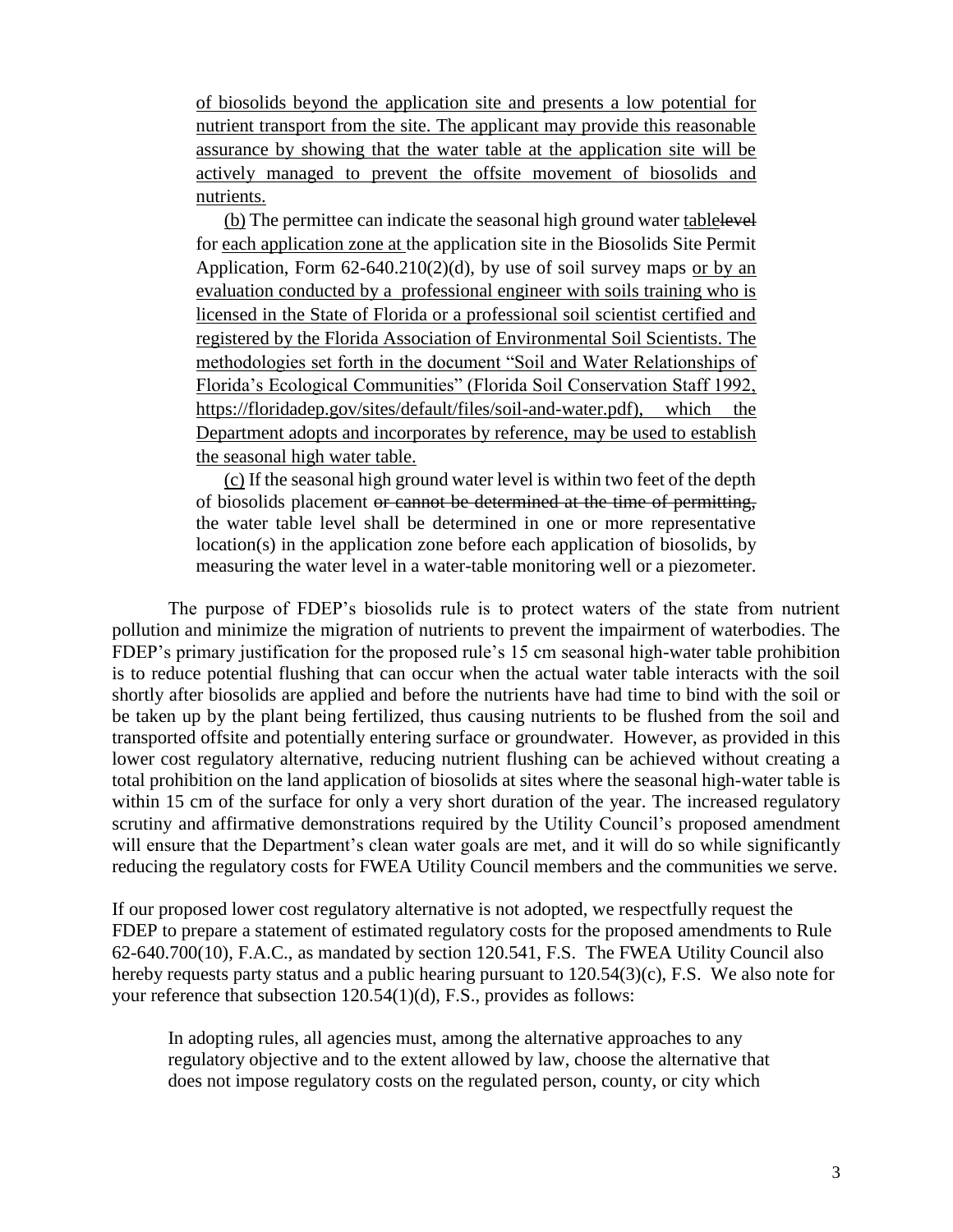of biosolids beyond the application site and presents a low potential for nutrient transport from the site. The applicant may provide this reasonable assurance by showing that the water table at the application site will be actively managed to prevent the offsite movement of biosolids and nutrients.

(b) The permittee can indicate the seasonal high ground water table~~level~~ for each application zone at the application site in the Biosolids Site Permit Application, Form 62-640.210(2)(d), by use of soil survey maps or by an evaluation conducted by a professional engineer with soils training who is licensed in the State of Florida or a professional soil scientist certified and registered by the Florida Association of Environmental Soil Scientists. The methodologies set forth in the document "Soil and Water Relationships of Florida's Ecological Communities" (Florida Soil Conservation Staff 1992, https://floridadep.gov/sites/default/files/soil-and-water.pdf), which the Department adopts and incorporates by reference, may be used to establish the seasonal high water table.

(c) If the seasonal high ground water level is within two feet of the depth of biosolids placement ~~or cannot be determined at the time of permitting,~~ the water table level shall be determined in one or more representative location(s) in the application zone before each application of biosolids, by measuring the water level in a water-table monitoring well or a piezometer.

The purpose of FDEP's biosolids rule is to protect waters of the state from nutrient pollution and minimize the migration of nutrients to prevent the impairment of waterbodies. The FDEP's primary justification for the proposed rule's 15 cm seasonal high-water table prohibition is to reduce potential flushing that can occur when the actual water table interacts with the soil shortly after biosolids are applied and before the nutrients have had time to bind with the soil or be taken up by the plant being fertilized, thus causing nutrients to be flushed from the soil and transported offsite and potentially entering surface or groundwater. However, as provided in this lower cost regulatory alternative, reducing nutrient flushing can be achieved without creating a total prohibition on the land application of biosolids at sites where the seasonal high-water table is within 15 cm of the surface for only a very short duration of the year. The increased regulatory scrutiny and affirmative demonstrations required by the Utility Council's proposed amendment will ensure that the Department's clean water goals are met, and it will do so while significantly reducing the regulatory costs for FWEA Utility Council members and the communities we serve.

If our proposed lower cost regulatory alternative is not adopted, we respectfully request the FDEP to prepare a statement of estimated regulatory costs for the proposed amendments to Rule 62-640.700(10), F.A.C., as mandated by section 120.541, F.S. The FWEA Utility Council also hereby requests party status and a public hearing pursuant to 120.54(3)(c), F.S. We also note for your reference that subsection 120.54(1)(d), F.S., provides as follows:

> In adopting rules, all agencies must, among the alternative approaches to any regulatory objective and to the extent allowed by law, choose the alternative that does not impose regulatory costs on the regulated person, county, or city which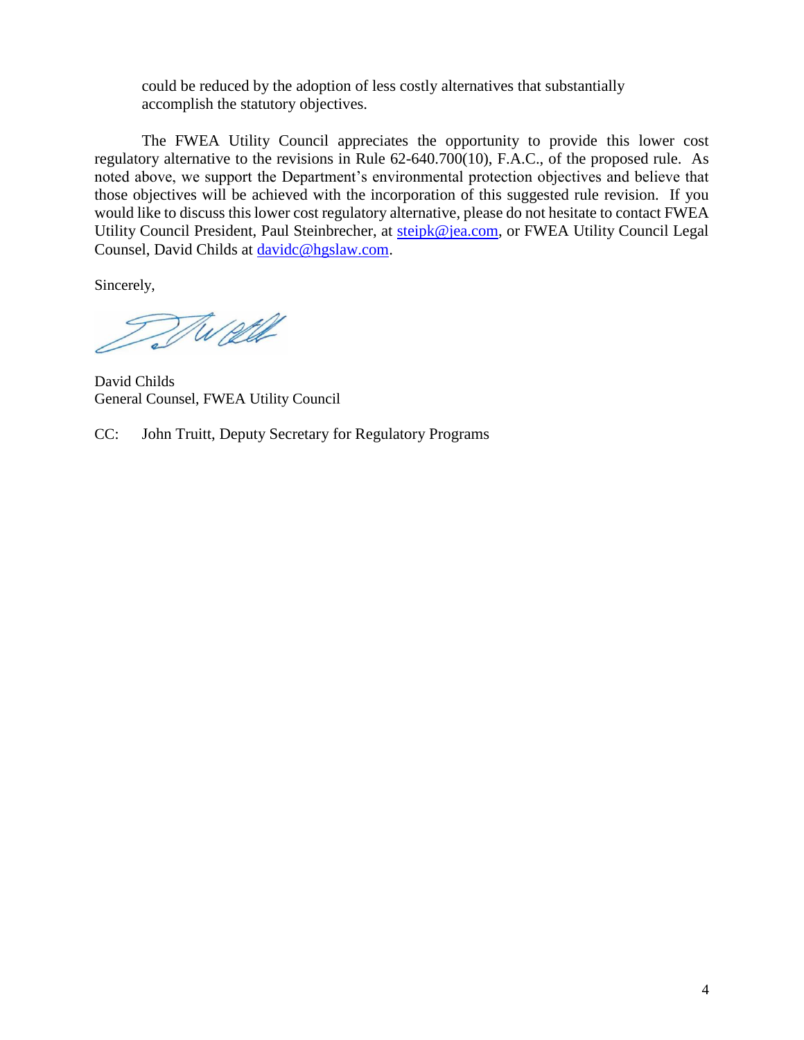could be reduced by the adoption of less costly alternatives that substantially accomplish the statutory objectives.

The FWEA Utility Council appreciates the opportunity to provide this lower cost regulatory alternative to the revisions in Rule 62-640.700(10), F.A.C., of the proposed rule. As noted above, we support the Department's environmental protection objectives and believe that those objectives will be achieved with the incorporation of this suggested rule revision. If you would like to discuss this lower cost regulatory alternative, please do not hesitate to contact FWEA Utility Council President, Paul Steinbrecher, at steipk@jea.com, or FWEA Utility Council Legal Counsel, David Childs at davidc@hgslaw.com.

Sincerely,

David Childs
General Counsel, FWEA Utility Council

CC: John Truitt, Deputy Secretary for Regulatory Programs